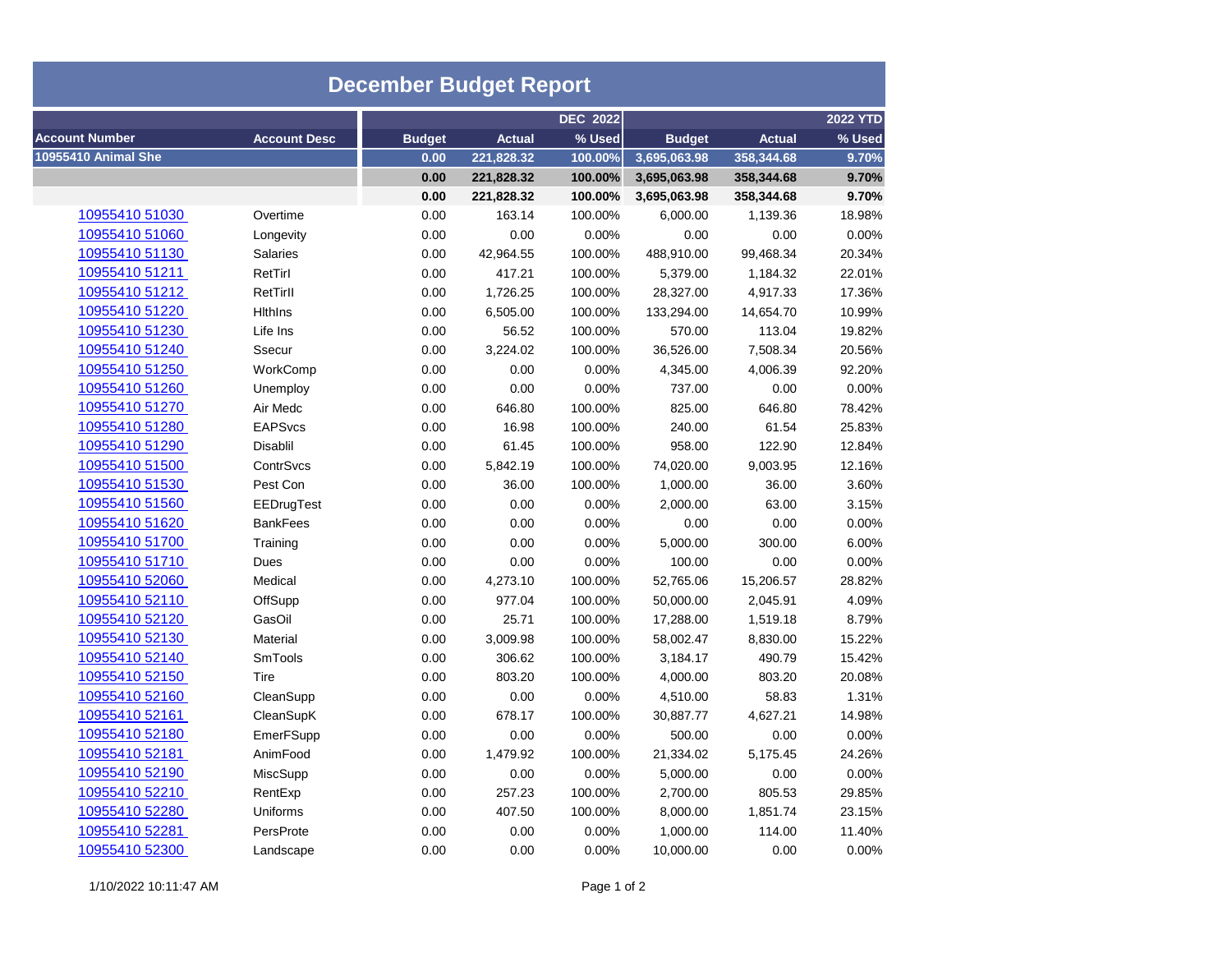# December Budget Report

| Account Number | Account Desc | DEC 2022 Budget | DEC 2022 Actual | DEC 2022 % Used | 2022 YTD Budget | 2022 YTD Actual | 2022 YTD % Used |
|---|---|---|---|---|---|---|---|
| **10955410 Animal She** | | **0.00** | **221,828.32** | **100.00%** | **3,695,063.98** | **358,344.68** | **9.70%** |
| | | **0.00** | **221,828.32** | **100.00%** | **3,695,063.98** | **358,344.68** | **9.70%** |
| | | **0.00** | **221,828.32** | **100.00%** | **3,695,063.98** | **358,344.68** | **9.70%** |
| 10955410 51030 | Overtime | 0.00 | 163.14 | 100.00% | 6,000.00 | 1,139.36 | 18.98% |
| 10955410 51060 | Longevity | 0.00 | 0.00 | 0.00% | 0.00 | 0.00 | 0.00% |
| 10955410 51130 | Salaries | 0.00 | 42,964.55 | 100.00% | 488,910.00 | 99,468.34 | 20.34% |
| 10955410 51211 | RetTirI | 0.00 | 417.21 | 100.00% | 5,379.00 | 1,184.32 | 22.01% |
| 10955410 51212 | RetTirII | 0.00 | 1,726.25 | 100.00% | 28,327.00 | 4,917.33 | 17.36% |
| 10955410 51220 | HlthIns | 0.00 | 6,505.00 | 100.00% | 133,294.00 | 14,654.70 | 10.99% |
| 10955410 51230 | Life Ins | 0.00 | 56.52 | 100.00% | 570.00 | 113.04 | 19.82% |
| 10955410 51240 | Ssecur | 0.00 | 3,224.02 | 100.00% | 36,526.00 | 7,508.34 | 20.56% |
| 10955410 51250 | WorkComp | 0.00 | 0.00 | 0.00% | 4,345.00 | 4,006.39 | 92.20% |
| 10955410 51260 | Unemploy | 0.00 | 0.00 | 0.00% | 737.00 | 0.00 | 0.00% |
| 10955410 51270 | Air Medc | 0.00 | 646.80 | 100.00% | 825.00 | 646.80 | 78.42% |
| 10955410 51280 | EAPSvcs | 0.00 | 16.98 | 100.00% | 240.00 | 61.54 | 25.83% |
| 10955410 51290 | Disablil | 0.00 | 61.45 | 100.00% | 958.00 | 122.90 | 12.84% |
| 10955410 51500 | ContrSvcs | 0.00 | 5,842.19 | 100.00% | 74,020.00 | 9,003.95 | 12.16% |
| 10955410 51530 | Pest Con | 0.00 | 36.00 | 100.00% | 1,000.00 | 36.00 | 3.60% |
| 10955410 51560 | EEDrugTest | 0.00 | 0.00 | 0.00% | 2,000.00 | 63.00 | 3.15% |
| 10955410 51620 | BankFees | 0.00 | 0.00 | 0.00% | 0.00 | 0.00 | 0.00% |
| 10955410 51700 | Training | 0.00 | 0.00 | 0.00% | 5,000.00 | 300.00 | 6.00% |
| 10955410 51710 | Dues | 0.00 | 0.00 | 0.00% | 100.00 | 0.00 | 0.00% |
| 10955410 52060 | Medical | 0.00 | 4,273.10 | 100.00% | 52,765.06 | 15,206.57 | 28.82% |
| 10955410 52110 | OffSupp | 0.00 | 977.04 | 100.00% | 50,000.00 | 2,045.91 | 4.09% |
| 10955410 52120 | GasOil | 0.00 | 25.71 | 100.00% | 17,288.00 | 1,519.18 | 8.79% |
| 10955410 52130 | Material | 0.00 | 3,009.98 | 100.00% | 58,002.47 | 8,830.00 | 15.22% |
| 10955410 52140 | SmTools | 0.00 | 306.62 | 100.00% | 3,184.17 | 490.79 | 15.42% |
| 10955410 52150 | Tire | 0.00 | 803.20 | 100.00% | 4,000.00 | 803.20 | 20.08% |
| 10955410 52160 | CleanSupp | 0.00 | 0.00 | 0.00% | 4,510.00 | 58.83 | 1.31% |
| 10955410 52161 | CleanSupK | 0.00 | 678.17 | 100.00% | 30,887.77 | 4,627.21 | 14.98% |
| 10955410 52180 | EmerFSupp | 0.00 | 0.00 | 0.00% | 500.00 | 0.00 | 0.00% |
| 10955410 52181 | AnimFood | 0.00 | 1,479.92 | 100.00% | 21,334.02 | 5,175.45 | 24.26% |
| 10955410 52190 | MiscSupp | 0.00 | 0.00 | 0.00% | 5,000.00 | 0.00 | 0.00% |
| 10955410 52210 | RentExp | 0.00 | 257.23 | 100.00% | 2,700.00 | 805.53 | 29.85% |
| 10955410 52280 | Uniforms | 0.00 | 407.50 | 100.00% | 8,000.00 | 1,851.74 | 23.15% |
| 10955410 52281 | PersProte | 0.00 | 0.00 | 0.00% | 1,000.00 | 114.00 | 11.40% |
| 10955410 52300 | Landscape | 0.00 | 0.00 | 0.00% | 10,000.00 | 0.00 | 0.00% |

1/10/2022 10:11:47 AM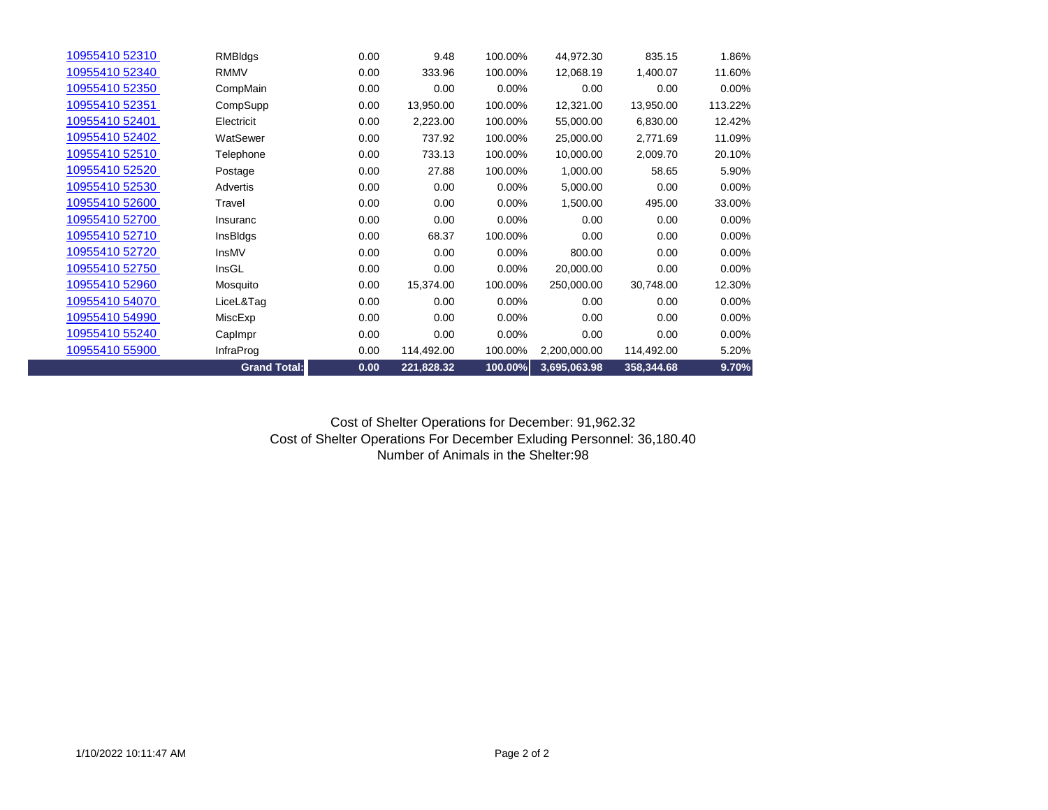| | | | | | | | |
|---|---|---|---|---|---|---|---|
| 10955410 52310 | RMBldgs | 0.00 | 9.48 | 100.00% | 44,972.30 | 835.15 | 1.86% |
| 10955410 52340 | RMMV | 0.00 | 333.96 | 100.00% | 12,068.19 | 1,400.07 | 11.60% |
| 10955410 52350 | CompMain | 0.00 | 0.00 | 0.00% | 0.00 | 0.00 | 0.00% |
| 10955410 52351 | CompSupp | 0.00 | 13,950.00 | 100.00% | 12,321.00 | 13,950.00 | 113.22% |
| 10955410 52401 | Electricit | 0.00 | 2,223.00 | 100.00% | 55,000.00 | 6,830.00 | 12.42% |
| 10955410 52402 | WatSewer | 0.00 | 737.92 | 100.00% | 25,000.00 | 2,771.69 | 11.09% |
| 10955410 52510 | Telephone | 0.00 | 733.13 | 100.00% | 10,000.00 | 2,009.70 | 20.10% |
| 10955410 52520 | Postage | 0.00 | 27.88 | 100.00% | 1,000.00 | 58.65 | 5.90% |
| 10955410 52530 | Advertis | 0.00 | 0.00 | 0.00% | 5,000.00 | 0.00 | 0.00% |
| 10955410 52600 | Travel | 0.00 | 0.00 | 0.00% | 1,500.00 | 495.00 | 33.00% |
| 10955410 52700 | Insuranc | 0.00 | 0.00 | 0.00% | 0.00 | 0.00 | 0.00% |
| 10955410 52710 | InsBldgs | 0.00 | 68.37 | 100.00% | 0.00 | 0.00 | 0.00% |
| 10955410 52720 | InsMV | 0.00 | 0.00 | 0.00% | 800.00 | 0.00 | 0.00% |
| 10955410 52750 | InsGL | 0.00 | 0.00 | 0.00% | 20,000.00 | 0.00 | 0.00% |
| 10955410 52960 | Mosquito | 0.00 | 15,374.00 | 100.00% | 250,000.00 | 30,748.00 | 12.30% |
| 10955410 54070 | LiceL&Tag | 0.00 | 0.00 | 0.00% | 0.00 | 0.00 | 0.00% |
| 10955410 54990 | MiscExp | 0.00 | 0.00 | 0.00% | 0.00 | 0.00 | 0.00% |
| 10955410 55240 | CapImpr | 0.00 | 0.00 | 0.00% | 0.00 | 0.00 | 0.00% |
| 10955410 55900 | InfraProg | 0.00 | 114,492.00 | 100.00% | 2,200,000.00 | 114,492.00 | 5.20% |
| | **Grand Total:** | **0.00** | **221,828.32** | **100.00%** | **3,695,063.98** | **358,344.68** | **9.70%** |

Cost of Shelter Operations for December: 91,962.32
Cost of Shelter Operations For December Exluding Personnel: 36,180.40
Number of Animals in the Shelter:98

1/10/2022 10:11:47 AM